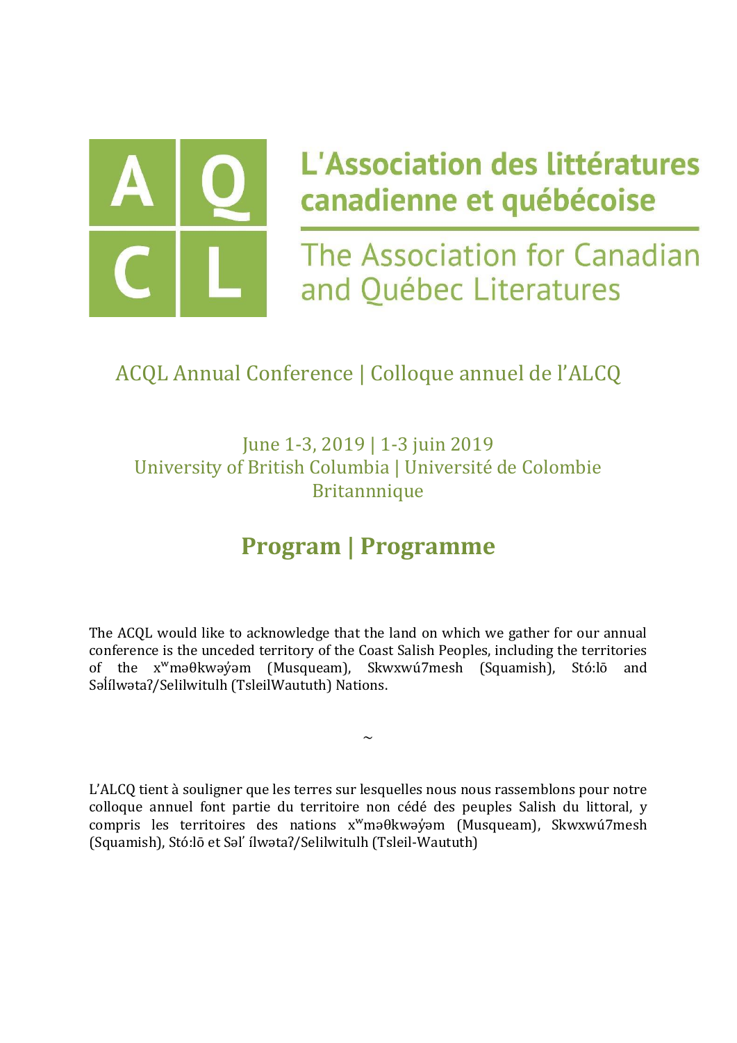# L'Association des littératures canadienne et québécoise

## The Association for Canadian and Québec Literatures

ACQL Annual Conference | Colloque annuel de l'ALCQ

June 1-3, 2019 | 1-3 juin 2019
University of British Columbia | Université de Colombie Britannnique

## Program | Programme

The ACQL would like to acknowledge that the land on which we gather for our annual conference is the unceded territory of the Coast Salish Peoples, including the territories of the xʷməθkwəy̓əm (Musqueam), Skwxwú7mesh (Squamish), Stó:lō and Səl̓ílwətaʔ/Selilwitulh (TsleilWaututh) Nations.

~

L'ALCQ tient à souligner que les terres sur lesquelles nous nous rassemblons pour notre colloque annuel font partie du territoire non cédé des peuples Salish du littoral, y compris les territoires des nations xʷməθkwəy̓əm (Musqueam), Skwxwú7mesh (Squamish), Stó:lō et Səl' ílwətaʔ/Selilwitulh (Tsleil-Waututh)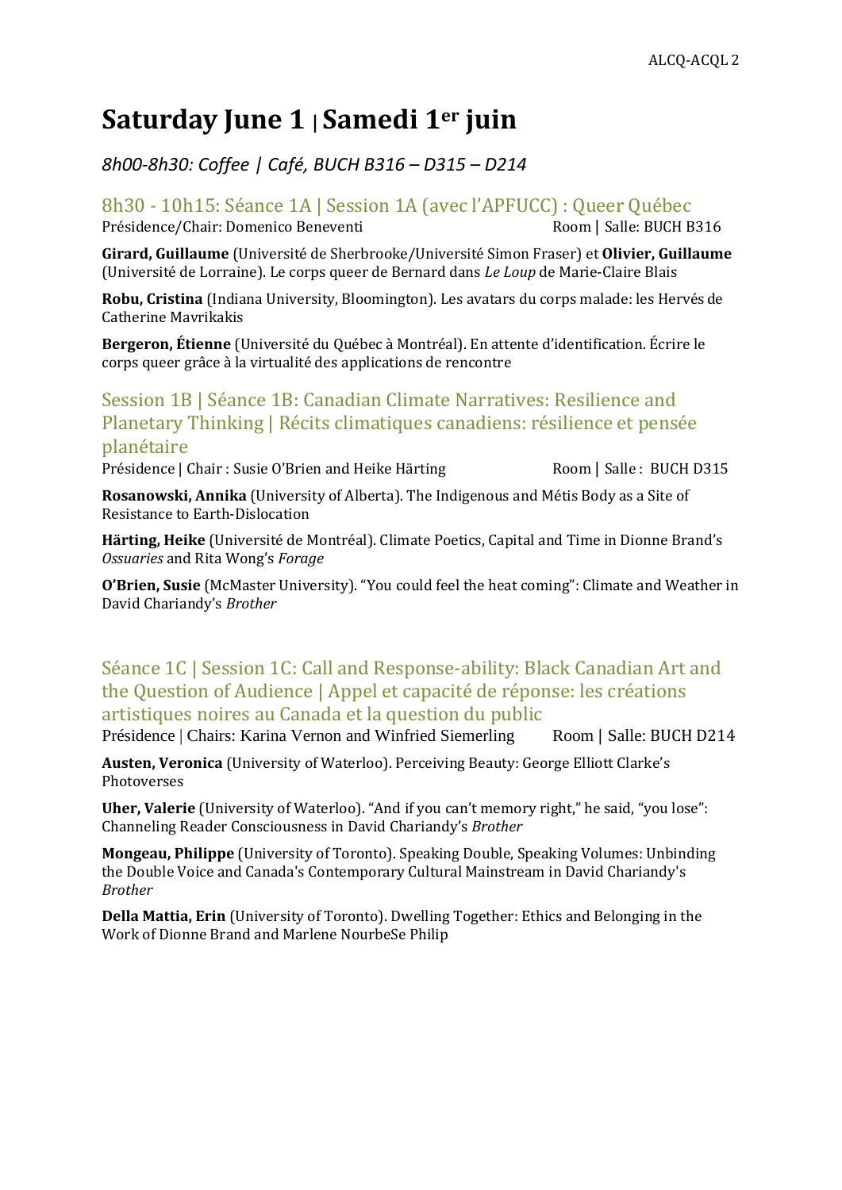# Saturday June 1 | Samedi 1er juin

*8h00-8h30: Coffee | Café, BUCH B316 – D315 – D214*

## 8h30 - 10h15: Séance 1A | Session 1A (avec l'APFUCC) : Queer Québec

Présidence/Chair: Domenico Beneventi — Room | Salle: BUCH B316

**Girard, Guillaume** (Université de Sherbrooke/Université Simon Fraser) et **Olivier, Guillaume** (Université de Lorraine). Le corps queer de Bernard dans *Le Loup* de Marie-Claire Blais

**Robu, Cristina** (Indiana University, Bloomington). Les avatars du corps malade: les Hervés de Catherine Mavrikakis

**Bergeron, Étienne** (Université du Québec à Montréal). En attente d'identification. Écrire le corps queer grâce à la virtualité des applications de rencontre

## Session 1B | Séance 1B: Canadian Climate Narratives: Resilience and Planetary Thinking | Récits climatiques canadiens: résilience et pensée planétaire

Présidence | Chair : Susie O'Brien and Heike Härting — Room | Salle : BUCH D315

**Rosanowski, Annika** (University of Alberta). The Indigenous and Métis Body as a Site of Resistance to Earth-Dislocation

**Härting, Heike** (Université de Montréal). Climate Poetics, Capital and Time in Dionne Brand's *Ossuaries* and Rita Wong's *Forage*

**O'Brien, Susie** (McMaster University). "You could feel the heat coming": Climate and Weather in David Chariandy's *Brother*

## Séance 1C | Session 1C: Call and Response-ability: Black Canadian Art and the Question of Audience | Appel et capacité de réponse: les créations artistiques noires au Canada et la question du public

Présidence | Chairs: Karina Vernon and Winfried Siemerling — Room | Salle: BUCH D214

**Austen, Veronica** (University of Waterloo). Perceiving Beauty: George Elliott Clarke's Photoverses

**Uher, Valerie** (University of Waterloo). "And if you can't memory right," he said, "you lose": Channeling Reader Consciousness in David Chariandy's *Brother*

**Mongeau, Philippe** (University of Toronto). Speaking Double, Speaking Volumes: Unbinding the Double Voice and Canada's Contemporary Cultural Mainstream in David Chariandy's *Brother*

**Della Mattia, Erin** (University of Toronto). Dwelling Together: Ethics and Belonging in the Work of Dionne Brand and Marlene NourbeSe Philip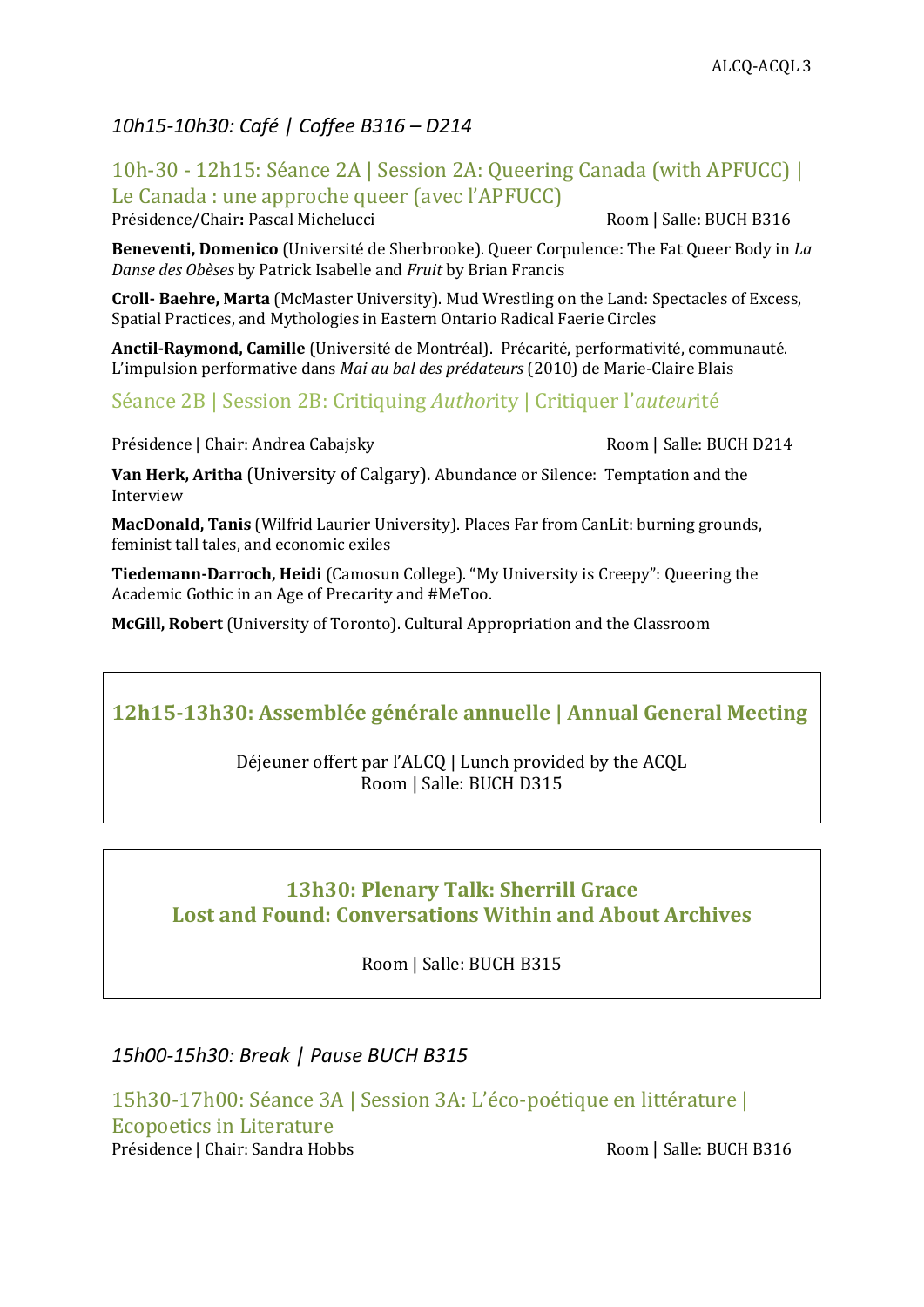*10h15-10h30: Café | Coffee B316 – D214*

## 10h-30 - 12h15: Séance 2A | Session 2A: Queering Canada (with APFUCC) | Le Canada : une approche queer (avec l'APFUCC)

Présidence/Chair**:** Pascal Michelucci Room | Salle: BUCH B316

**Beneventi, Domenico** (Université de Sherbrooke). Queer Corpulence: The Fat Queer Body in *La Danse des Obèses* by Patrick Isabelle and *Fruit* by Brian Francis

**Croll- Baehre, Marta** (McMaster University). Mud Wrestling on the Land: Spectacles of Excess, Spatial Practices, and Mythologies in Eastern Ontario Radical Faerie Circles

**Anctil-Raymond, Camille** (Université de Montréal). Précarité, performativité, communauté. L'impulsion performative dans *Mai au bal des prédateurs* (2010) de Marie-Claire Blais

## Séance 2B | Session 2B: Critiquing *Author*ity | Critiquer l'*auteur*ité

Présidence | Chair: Andrea Cabajsky Room | Salle: BUCH D214

**Van Herk, Aritha** (University of Calgary). Abundance or Silence: Temptation and the Interview

**MacDonald, Tanis** (Wilfrid Laurier University). Places Far from CanLit: burning grounds, feminist tall tales, and economic exiles

**Tiedemann-Darroch, Heidi** (Camosun College). "My University is Creepy": Queering the Academic Gothic in an Age of Precarity and #MeToo.

**McGill, Robert** (University of Toronto). Cultural Appropriation and the Classroom

## 12h15-13h30: Assemblée générale annuelle | Annual General Meeting

Déjeuner offert par l'ALCQ | Lunch provided by the ACQL
Room | Salle: BUCH D315

## 13h30: Plenary Talk: Sherrill Grace
## Lost and Found: Conversations Within and About Archives

Room | Salle: BUCH B315

*15h00-15h30: Break | Pause BUCH B315*

## 15h30-17h00: Séance 3A | Session 3A: L'éco-poétique en littérature | Ecopoetics in Literature

Présidence | Chair: Sandra Hobbs Room | Salle: BUCH B316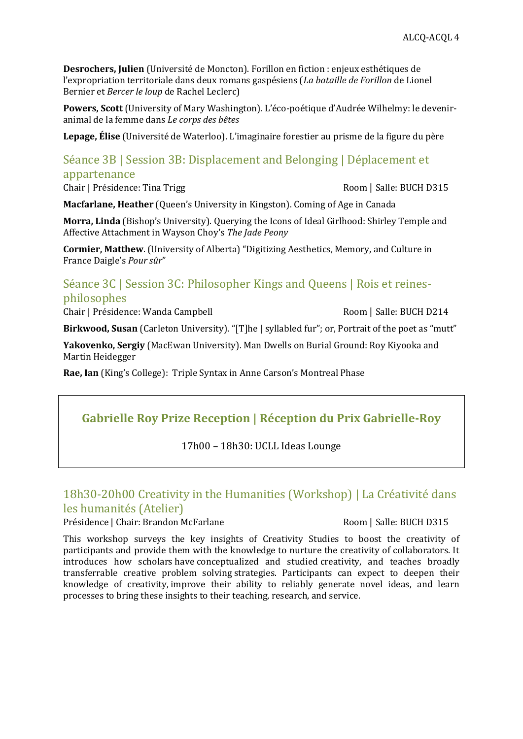**Desrochers, Julien** (Université de Moncton). Forillon en fiction : enjeux esthétiques de l'expropriation territoriale dans deux romans gaspésiens (*La bataille de Forillon* de Lionel Bernier et *Bercer le loup* de Rachel Leclerc)

**Powers, Scott** (University of Mary Washington). L'éco-poétique d'Audrée Wilhelmy: le devenir-animal de la femme dans *Le corps des bêtes*

**Lepage, Élise** (Université de Waterloo). L'imaginaire forestier au prisme de la figure du père

## Séance 3B | Session 3B: Displacement and Belonging | Déplacement et appartenance

Chair | Présidence: Tina Trigg — Room | Salle: BUCH D315

**Macfarlane, Heather** (Queen's University in Kingston). Coming of Age in Canada

**Morra, Linda** (Bishop's University). Querying the Icons of Ideal Girlhood: Shirley Temple and Affective Attachment in Wayson Choy's *The Jade Peony*

**Cormier, Matthew**. (University of Alberta) "Digitizing Aesthetics, Memory, and Culture in France Daigle's *Pour sûr*"

## Séance 3C | Session 3C: Philosopher Kings and Queens | Rois et reines-philosophes

Chair | Présidence: Wanda Campbell — Room | Salle: BUCH D214

**Birkwood, Susan** (Carleton University). "[T]he | syllabled fur"; or, Portrait of the poet as "mutt"

**Yakovenko, Sergiy** (MacEwan University). Man Dwells on Burial Ground: Roy Kiyooka and Martin Heidegger

**Rae, Ian** (King's College): Triple Syntax in Anne Carson's Montreal Phase

## Gabrielle Roy Prize Reception | Réception du Prix Gabrielle-Roy

17h00 – 18h30: UCLL Ideas Lounge

## 18h30-20h00 Creativity in the Humanities (Workshop) | La Créativité dans les humanités (Atelier)

Présidence | Chair: Brandon McFarlane — Room | Salle: BUCH D315

This workshop surveys the key insights of Creativity Studies to boost the creativity of participants and provide them with the knowledge to nurture the creativity of collaborators. It introduces how scholars have conceptualized and studied creativity, and teaches broadly transferrable creative problem solving strategies. Participants can expect to deepen their knowledge of creativity, improve their ability to reliably generate novel ideas, and learn processes to bring these insights to their teaching, research, and service.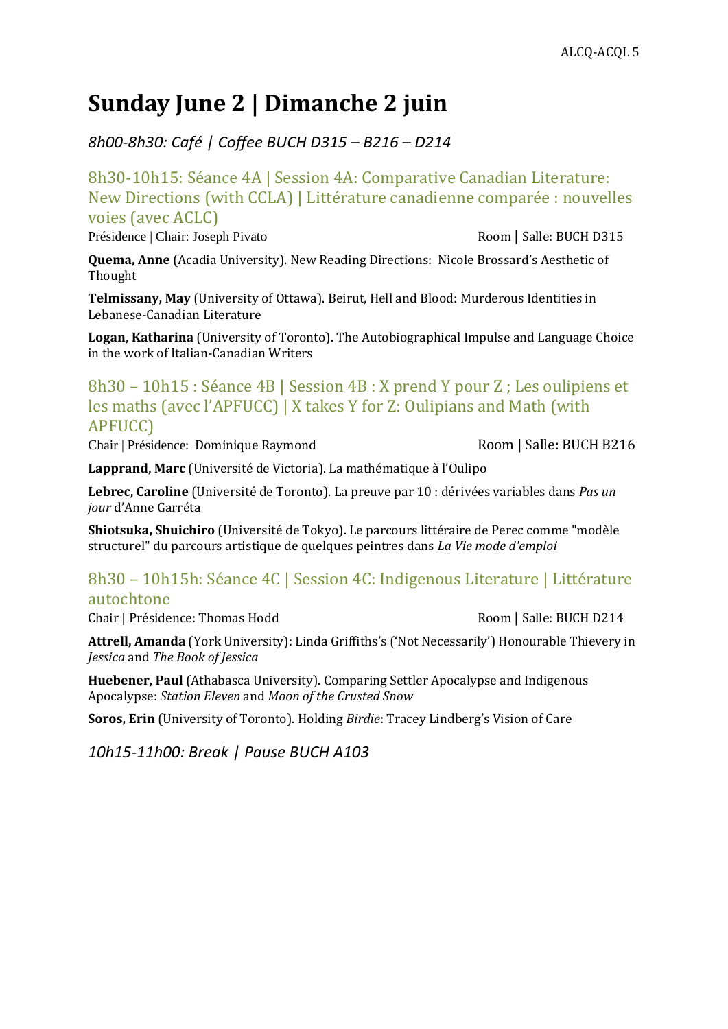# Sunday June 2 | Dimanche 2 juin

*8h00-8h30: Café | Coffee BUCH D315 – B216 – D214*

## 8h30-10h15: Séance 4A | Session 4A: Comparative Canadian Literature: New Directions (with CCLA) | Littérature canadienne comparée : nouvelles voies (avec ACLC)

Présidence | Chair: Joseph Pivato — Room | Salle: BUCH D315

**Quema, Anne** (Acadia University). New Reading Directions: Nicole Brossard's Aesthetic of Thought

**Telmissany, May** (University of Ottawa). Beirut, Hell and Blood: Murderous Identities in Lebanese-Canadian Literature

**Logan, Katharina** (University of Toronto). The Autobiographical Impulse and Language Choice in the work of Italian-Canadian Writers

## 8h30 – 10h15 : Séance 4B | Session 4B : X prend Y pour Z ; Les oulipiens et les maths (avec l'APFUCC) | X takes Y for Z: Oulipians and Math (with APFUCC)

Chair | Présidence: Dominique Raymond — Room | Salle: BUCH B216

**Lapprand, Marc** (Université de Victoria). La mathématique à l'Oulipo

**Lebrec, Caroline** (Université de Toronto). La preuve par 10 : dérivées variables dans *Pas un jour* d'Anne Garréta

**Shiotsuka, Shuichiro** (Université de Tokyo). Le parcours littéraire de Perec comme "modèle structurel" du parcours artistique de quelques peintres dans *La Vie mode d'emploi*

## 8h30 – 10h15h: Séance 4C | Session 4C: Indigenous Literature | Littérature autochtone

Chair | Présidence: Thomas Hodd — Room | Salle: BUCH D214

**Attrell, Amanda** (York University): Linda Griffiths's ('Not Necessarily') Honourable Thievery in *Jessica* and *The Book of Jessica*

**Huebener, Paul** (Athabasca University). Comparing Settler Apocalypse and Indigenous Apocalypse: *Station Eleven* and *Moon of the Crusted Snow*

**Soros, Erin** (University of Toronto). Holding *Birdie*: Tracey Lindberg's Vision of Care

*10h15-11h00: Break | Pause BUCH A103*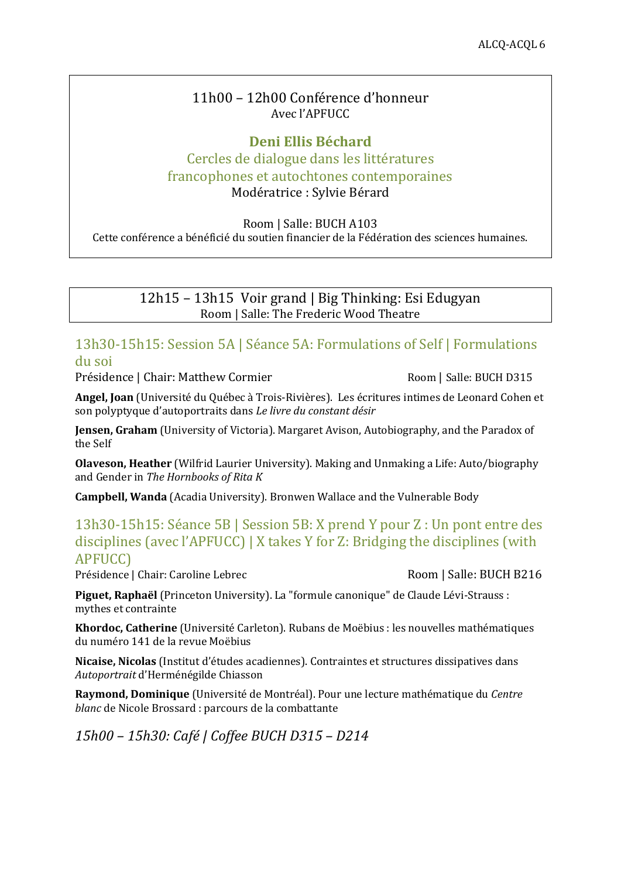11h00 – 12h00 Conférence d'honneur
Avec l'APFUCC

**Deni Ellis Béchard**

Cercles de dialogue dans les littératures francophones et autochtones contemporaines

Modératrice : Sylvie Bérard

Room | Salle: BUCH A103

Cette conférence a bénéficié du soutien financier de la Fédération des sciences humaines.

12h15 – 13h15 Voir grand | Big Thinking: Esi Edugyan
Room | Salle: The Frederic Wood Theatre

## 13h30-15h15: Session 5A | Séance 5A: Formulations of Self | Formulations du soi

Présidence | Chair: Matthew Cormier — Room | Salle: BUCH D315

**Angel, Joan** (Université du Québec à Trois-Rivières). Les écritures intimes de Leonard Cohen et son polyptyque d'autoportraits dans *Le livre du constant désir*

**Jensen, Graham** (University of Victoria). Margaret Avison, Autobiography, and the Paradox of the Self

**Olaveson, Heather** (Wilfrid Laurier University). Making and Unmaking a Life: Auto/biography and Gender in *The Hornbooks of Rita K*

**Campbell, Wanda** (Acadia University). Bronwen Wallace and the Vulnerable Body

## 13h30-15h15: Séance 5B | Session 5B: X prend Y pour Z : Un pont entre des disciplines (avec l'APFUCC) | X takes Y for Z: Bridging the disciplines (with APFUCC)

Présidence | Chair: Caroline Lebrec — Room | Salle: BUCH B216

**Piguet, Raphaël** (Princeton University). La "formule canonique" de Claude Lévi-Strauss : mythes et contrainte

**Khordoc, Catherine** (Université Carleton). Rubans de Moëbius : les nouvelles mathématiques du numéro 141 de la revue Moëbius

**Nicaise, Nicolas** (Institut d'études acadiennes). Contraintes et structures dissipatives dans *Autoportrait* d'Herménégilde Chiasson

**Raymond, Dominique** (Université de Montréal). Pour une lecture mathématique du *Centre blanc* de Nicole Brossard : parcours de la combattante

*15h00 – 15h30: Café | Coffee BUCH D315 – D214*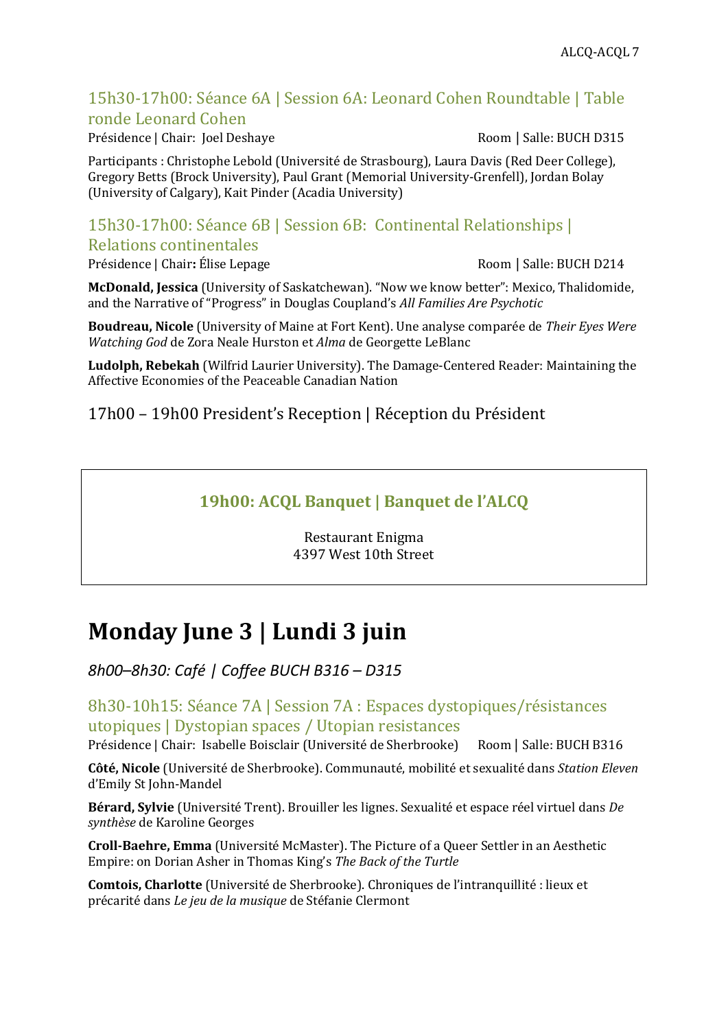### 15h30-17h00: Séance 6A | Session 6A: Leonard Cohen Roundtable | Table ronde Leonard Cohen

Présidence | Chair: Joel Deshaye Room | Salle: BUCH D315

Participants : Christophe Lebold (Université de Strasbourg), Laura Davis (Red Deer College), Gregory Betts (Brock University), Paul Grant (Memorial University-Grenfell), Jordan Bolay (University of Calgary), Kait Pinder (Acadia University)

### 15h30-17h00: Séance 6B | Session 6B: Continental Relationships | Relations continentales

Présidence | Chair**:** Élise Lepage Room | Salle: BUCH D214

**McDonald, Jessica** (University of Saskatchewan). "Now we know better": Mexico, Thalidomide, and the Narrative of "Progress" in Douglas Coupland's *All Families Are Psychotic*

**Boudreau, Nicole** (University of Maine at Fort Kent). Une analyse comparée de *Their Eyes Were Watching God* de Zora Neale Hurston et *Alma* de Georgette LeBlanc

**Ludolph, Rebekah** (Wilfrid Laurier University). The Damage-Centered Reader: Maintaining the Affective Economies of the Peaceable Canadian Nation

17h00 – 19h00 President's Reception | Réception du Président

**19h00: ACQL Banquet | Banquet de l'ALCQ**

Restaurant Enigma
4397 West 10th Street

# Monday June 3 | Lundi 3 juin

*8h00–8h30: Café | Coffee BUCH B316 – D315*

### 8h30-10h15: Séance 7A | Session 7A : Espaces dystopiques/résistances utopiques | Dystopian spaces / Utopian resistances

Présidence | Chair: Isabelle Boisclair (Université de Sherbrooke) Room | Salle: BUCH B316

**Côté, Nicole** (Université de Sherbrooke). Communauté, mobilité et sexualité dans *Station Eleven* d'Emily St John-Mandel

**Bérard, Sylvie** (Université Trent). Brouiller les lignes. Sexualité et espace réel virtuel dans *De synthèse* de Karoline Georges

**Croll-Baehre, Emma** (Université McMaster). The Picture of a Queer Settler in an Aesthetic Empire: on Dorian Asher in Thomas King's *The Back of the Turtle*

**Comtois, Charlotte** (Université de Sherbrooke). Chroniques de l'intranquillité : lieux et précarité dans *Le jeu de la musique* de Stéfanie Clermont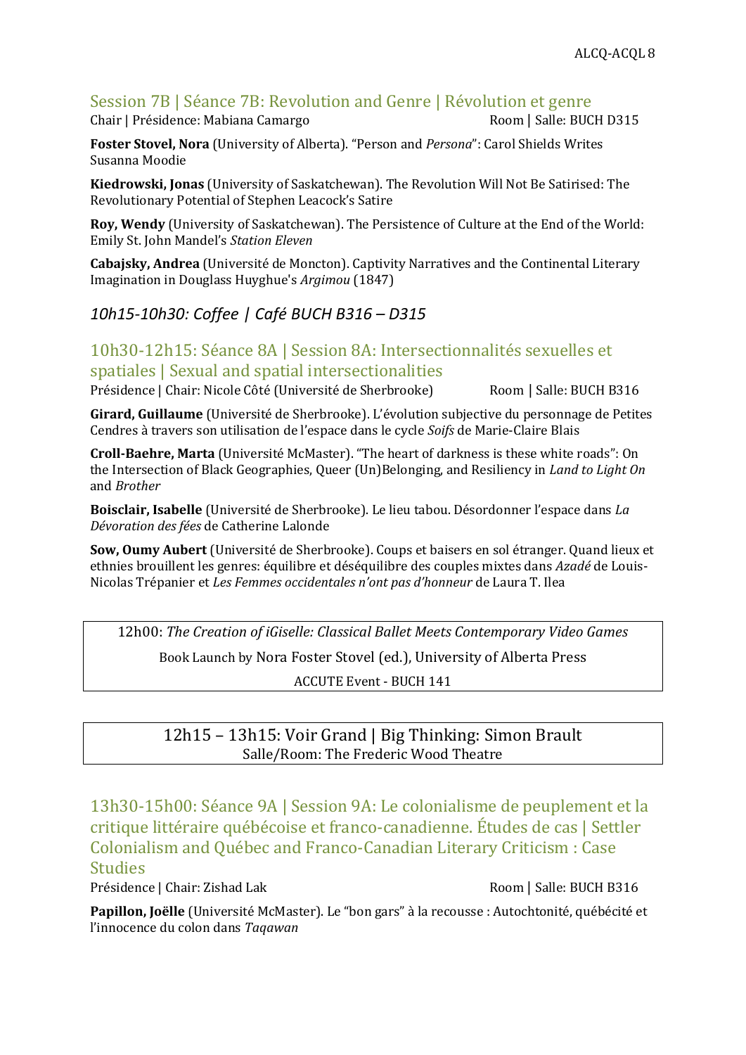## Session 7B | Séance 7B: Revolution and Genre | Révolution et genre

Chair | Présidence: Mabiana Camargo — Room | Salle: BUCH D315

**Foster Stovel, Nora** (University of Alberta). "Person and *Persona*": Carol Shields Writes Susanna Moodie

**Kiedrowski, Jonas** (University of Saskatchewan). The Revolution Will Not Be Satirised: The Revolutionary Potential of Stephen Leacock's Satire

**Roy, Wendy** (University of Saskatchewan). The Persistence of Culture at the End of the World: Emily St. John Mandel's *Station Eleven*

**Cabajsky, Andrea** (Université de Moncton). Captivity Narratives and the Continental Literary Imagination in Douglass Huyghue's *Argimou* (1847)

### *10h15-10h30: Coffee | Café BUCH B316 – D315*

## 10h30-12h15: Séance 8A | Session 8A: Intersectionnalités sexuelles et spatiales | Sexual and spatial intersectionalities

Présidence | Chair: Nicole Côté (Université de Sherbrooke) — Room | Salle: BUCH B316

**Girard, Guillaume** (Université de Sherbrooke). L'évolution subjective du personnage de Petites Cendres à travers son utilisation de l'espace dans le cycle *Soifs* de Marie-Claire Blais

**Croll-Baehre, Marta** (Université McMaster). "The heart of darkness is these white roads": On the Intersection of Black Geographies, Queer (Un)Belonging, and Resiliency in *Land to Light On* and *Brother*

**Boisclair, Isabelle** (Université de Sherbrooke). Le lieu tabou. Désordonner l'espace dans *La Dévoration des fées* de Catherine Lalonde

**Sow, Oumy Aubert** (Université de Sherbrooke). Coups et baisers en sol étranger. Quand lieux et ethnies brouillent les genres: équilibre et déséquilibre des couples mixtes dans *Azadé* de Louis-Nicolas Trépanier et *Les Femmes occidentales n'ont pas d'honneur* de Laura T. Ilea

12h00: *The Creation of iGiselle: Classical Ballet Meets Contemporary Video Games*

Book Launch by Nora Foster Stovel (ed.), University of Alberta Press

ACCUTE Event - BUCH 141

12h15 – 13h15: Voir Grand | Big Thinking: Simon Brault

Salle/Room: The Frederic Wood Theatre

## 13h30-15h00: Séance 9A | Session 9A: Le colonialisme de peuplement et la critique littéraire québécoise et franco-canadienne. Études de cas | Settler Colonialism and Québec and Franco-Canadian Literary Criticism : Case Studies

Présidence | Chair: Zishad Lak — Room | Salle: BUCH B316

**Papillon, Joëlle** (Université McMaster). Le "bon gars" à la recousse : Autochtonité, québécité et l'innocence du colon dans *Taqawan*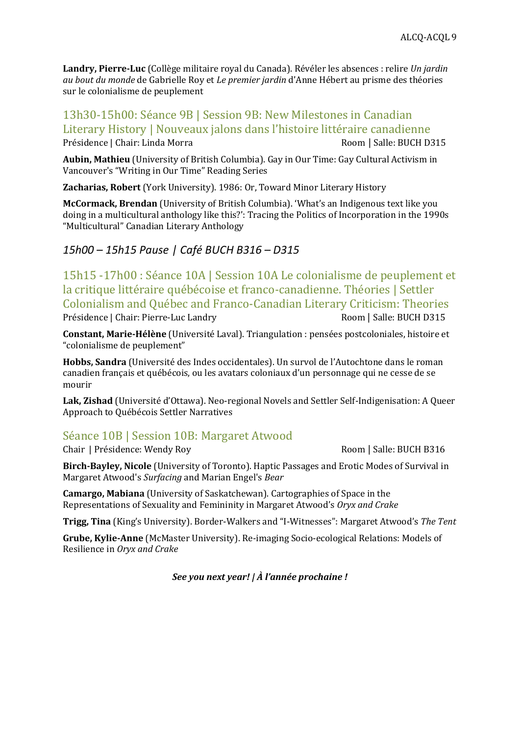**Landry, Pierre-Luc** (Collège militaire royal du Canada). Révéler les absences : relire *Un jardin au bout du monde* de Gabrielle Roy et *Le premier jardin* d'Anne Hébert au prisme des théories sur le colonialisme de peuplement

## 13h30-15h00: Séance 9B | Session 9B: New Milestones in Canadian Literary History | Nouveaux jalons dans l'histoire littéraire canadienne

Présidence | Chair: Linda Morra — Room | Salle: BUCH D315

**Aubin, Mathieu** (University of British Columbia). Gay in Our Time: Gay Cultural Activism in Vancouver's "Writing in Our Time" Reading Series

**Zacharias, Robert** (York University). 1986: Or, Toward Minor Literary History

**McCormack, Brendan** (University of British Columbia). 'What's an Indigenous text like you doing in a multicultural anthology like this?': Tracing the Politics of Incorporation in the 1990s "Multicultural" Canadian Literary Anthology

*15h00 – 15h15 Pause | Café BUCH B316 – D315*

## 15h15 -17h00 : Séance 10A | Session 10A Le colonialisme de peuplement et la critique littéraire québécoise et franco-canadienne. Théories | Settler Colonialism and Québec and Franco-Canadian Literary Criticism: Theories

Présidence | Chair: Pierre-Luc Landry — Room | Salle: BUCH D315

**Constant, Marie-Hélène** (Université Laval). Triangulation : pensées postcoloniales, histoire et "colonialisme de peuplement"

**Hobbs, Sandra** (Université des Indes occidentales). Un survol de l'Autochtone dans le roman canadien français et québécois, ou les avatars coloniaux d'un personnage qui ne cesse de se mourir

**Lak, Zishad** (Université d'Ottawa). Neo-regional Novels and Settler Self-Indigenisation: A Queer Approach to Québécois Settler Narratives

## Séance 10B | Session 10B: Margaret Atwood

Chair | Présidence: Wendy Roy — Room | Salle: BUCH B316

**Birch-Bayley, Nicole** (University of Toronto). Haptic Passages and Erotic Modes of Survival in Margaret Atwood's *Surfacing* and Marian Engel's *Bear*

**Camargo, Mabiana** (University of Saskatchewan). Cartographies of Space in the Representations of Sexuality and Femininity in Margaret Atwood's *Oryx and Crake*

**Trigg, Tina** (King's University). Border-Walkers and "I-Witnesses": Margaret Atwood's *The Tent*

**Grube, Kylie-Anne** (McMaster University). Re-imaging Socio-ecological Relations: Models of Resilience in *Oryx and Crake*

***See you next year! | À l'année prochaine !***